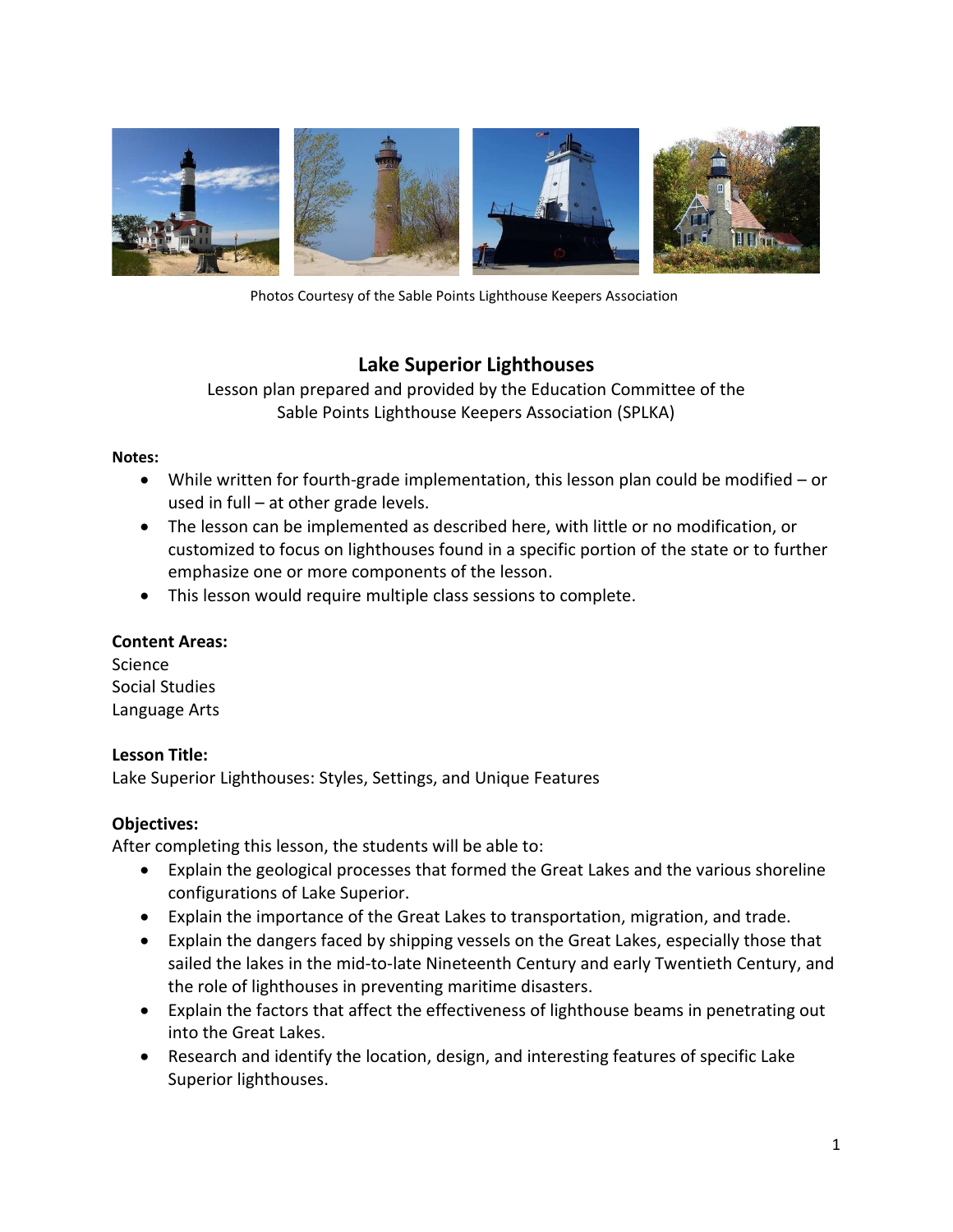Photos Courtesy of the Sable Points Lighthouse Keepers Association

# Lake Superior Lighthouses

Lesson plan prepared and provided by the Education Committee of the
Sable Points Lighthouse Keepers Association (SPLKA)

**Notes:**

- While written for fourth-grade implementation, this lesson plan could be modified – or used in full – at other grade levels.
- The lesson can be implemented as described here, with little or no modification, or customized to focus on lighthouses found in a specific portion of the state or to further emphasize one or more components of the lesson.
- This lesson would require multiple class sessions to complete.

**Content Areas:**
Science
Social Studies
Language Arts

**Lesson Title:**
Lake Superior Lighthouses: Styles, Settings, and Unique Features

**Objectives:**
After completing this lesson, the students will be able to:

- Explain the geological processes that formed the Great Lakes and the various shoreline configurations of Lake Superior.
- Explain the importance of the Great Lakes to transportation, migration, and trade.
- Explain the dangers faced by shipping vessels on the Great Lakes, especially those that sailed the lakes in the mid-to-late Nineteenth Century and early Twentieth Century, and the role of lighthouses in preventing maritime disasters.
- Explain the factors that affect the effectiveness of lighthouse beams in penetrating out into the Great Lakes.
- Research and identify the location, design, and interesting features of specific Lake Superior lighthouses.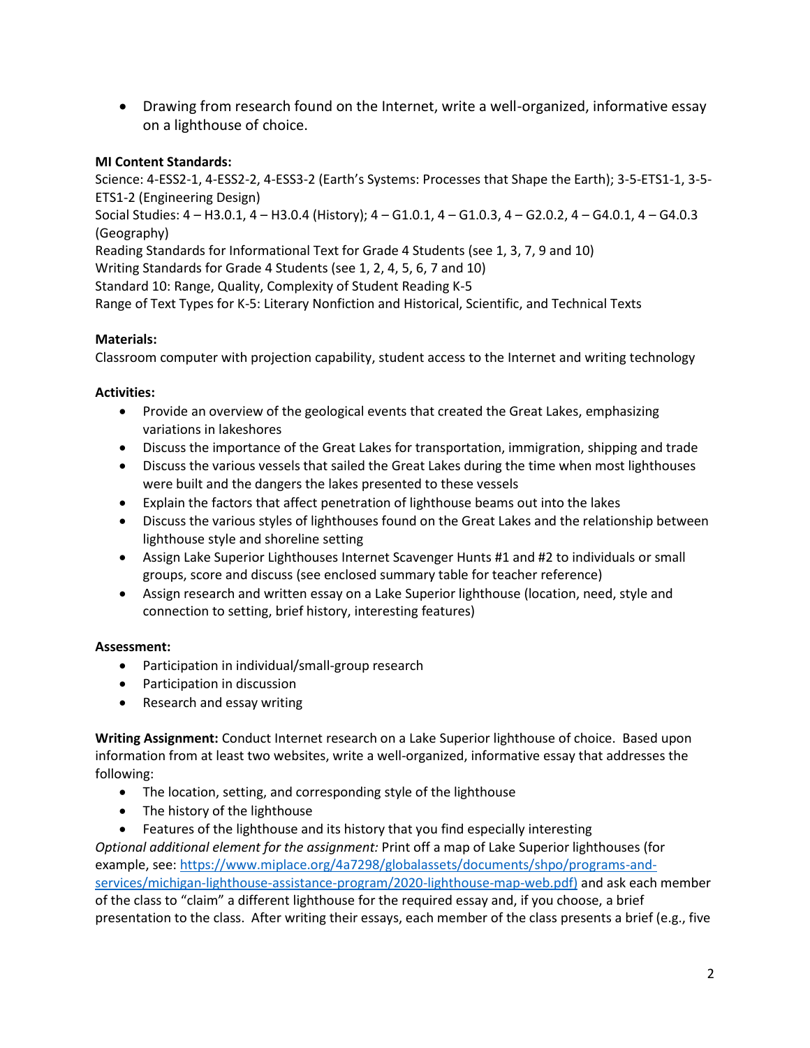- Drawing from research found on the Internet, write a well-organized, informative essay on a lighthouse of choice.

**MI Content Standards:**
Science: 4-ESS2-1, 4-ESS2-2, 4-ESS3-2 (Earth's Systems: Processes that Shape the Earth); 3-5-ETS1-1, 3-5-ETS1-2 (Engineering Design)
Social Studies: 4 – H3.0.1, 4 – H3.0.4 (History); 4 – G1.0.1, 4 – G1.0.3, 4 – G2.0.2, 4 – G4.0.1, 4 – G4.0.3 (Geography)
Reading Standards for Informational Text for Grade 4 Students (see 1, 3, 7, 9 and 10)
Writing Standards for Grade 4 Students (see 1, 2, 4, 5, 6, 7 and 10)
Standard 10: Range, Quality, Complexity of Student Reading K-5
Range of Text Types for K-5: Literary Nonfiction and Historical, Scientific, and Technical Texts

**Materials:**
Classroom computer with projection capability, student access to the Internet and writing technology

**Activities:**

- Provide an overview of the geological events that created the Great Lakes, emphasizing variations in lakeshores
- Discuss the importance of the Great Lakes for transportation, immigration, shipping and trade
- Discuss the various vessels that sailed the Great Lakes during the time when most lighthouses were built and the dangers the lakes presented to these vessels
- Explain the factors that affect penetration of lighthouse beams out into the lakes
- Discuss the various styles of lighthouses found on the Great Lakes and the relationship between lighthouse style and shoreline setting
- Assign Lake Superior Lighthouses Internet Scavenger Hunts #1 and #2 to individuals or small groups, score and discuss (see enclosed summary table for teacher reference)
- Assign research and written essay on a Lake Superior lighthouse (location, need, style and connection to setting, brief history, interesting features)

**Assessment:**

- Participation in individual/small-group research
- Participation in discussion
- Research and essay writing

**Writing Assignment:** Conduct Internet research on a Lake Superior lighthouse of choice. Based upon information from at least two websites, write a well-organized, informative essay that addresses the following:

- The location, setting, and corresponding style of the lighthouse
- The history of the lighthouse
- Features of the lighthouse and its history that you find especially interesting

*Optional additional element for the assignment:* Print off a map of Lake Superior lighthouses (for example, see: [https://www.miplace.org/4a7298/globalassets/documents/shpo/programs-and-services/michigan-lighthouse-assistance-program/2020-lighthouse-map-web.pdf)](https://www.miplace.org/4a7298/globalassets/documents/shpo/programs-and-services/michigan-lighthouse-assistance-program/2020-lighthouse-map-web.pdf) and ask each member of the class to "claim" a different lighthouse for the required essay and, if you choose, a brief presentation to the class. After writing their essays, each member of the class presents a brief (e.g., five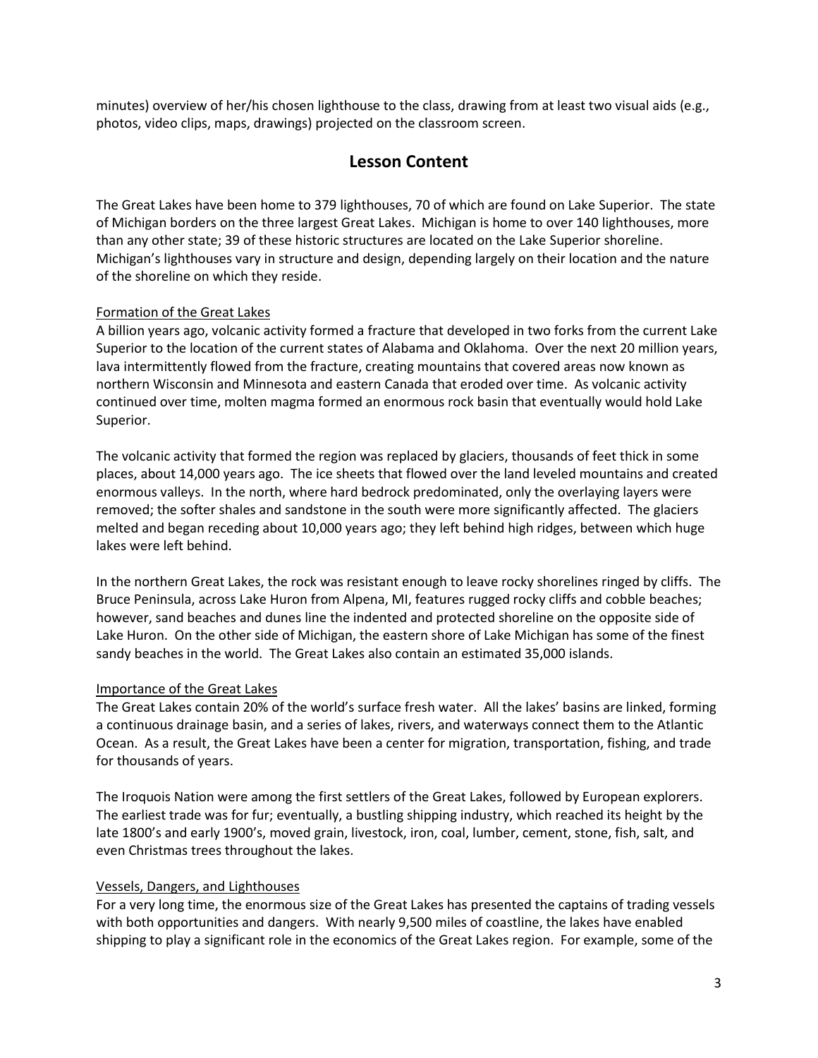minutes) overview of her/his chosen lighthouse to the class, drawing from at least two visual aids (e.g., photos, video clips, maps, drawings) projected on the classroom screen.

## Lesson Content

The Great Lakes have been home to 379 lighthouses, 70 of which are found on Lake Superior. The state of Michigan borders on the three largest Great Lakes. Michigan is home to over 140 lighthouses, more than any other state; 39 of these historic structures are located on the Lake Superior shoreline. Michigan's lighthouses vary in structure and design, depending largely on their location and the nature of the shoreline on which they reside.

### Formation of the Great Lakes

A billion years ago, volcanic activity formed a fracture that developed in two forks from the current Lake Superior to the location of the current states of Alabama and Oklahoma. Over the next 20 million years, lava intermittently flowed from the fracture, creating mountains that covered areas now known as northern Wisconsin and Minnesota and eastern Canada that eroded over time. As volcanic activity continued over time, molten magma formed an enormous rock basin that eventually would hold Lake Superior.

The volcanic activity that formed the region was replaced by glaciers, thousands of feet thick in some places, about 14,000 years ago. The ice sheets that flowed over the land leveled mountains and created enormous valleys. In the north, where hard bedrock predominated, only the overlaying layers were removed; the softer shales and sandstone in the south were more significantly affected. The glaciers melted and began receding about 10,000 years ago; they left behind high ridges, between which huge lakes were left behind.

In the northern Great Lakes, the rock was resistant enough to leave rocky shorelines ringed by cliffs. The Bruce Peninsula, across Lake Huron from Alpena, MI, features rugged rocky cliffs and cobble beaches; however, sand beaches and dunes line the indented and protected shoreline on the opposite side of Lake Huron. On the other side of Michigan, the eastern shore of Lake Michigan has some of the finest sandy beaches in the world. The Great Lakes also contain an estimated 35,000 islands.

### Importance of the Great Lakes

The Great Lakes contain 20% of the world's surface fresh water. All the lakes' basins are linked, forming a continuous drainage basin, and a series of lakes, rivers, and waterways connect them to the Atlantic Ocean. As a result, the Great Lakes have been a center for migration, transportation, fishing, and trade for thousands of years.

The Iroquois Nation were among the first settlers of the Great Lakes, followed by European explorers. The earliest trade was for fur; eventually, a bustling shipping industry, which reached its height by the late 1800's and early 1900's, moved grain, livestock, iron, coal, lumber, cement, stone, fish, salt, and even Christmas trees throughout the lakes.

### Vessels, Dangers, and Lighthouses

For a very long time, the enormous size of the Great Lakes has presented the captains of trading vessels with both opportunities and dangers. With nearly 9,500 miles of coastline, the lakes have enabled shipping to play a significant role in the economics of the Great Lakes region. For example, some of the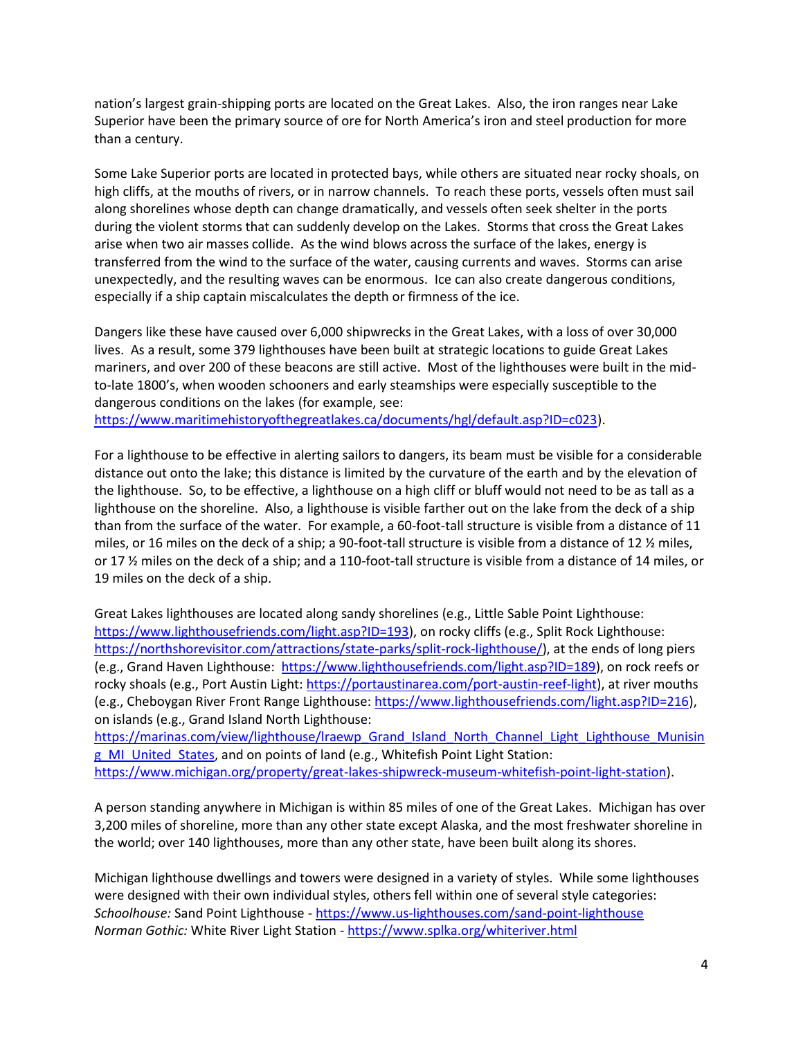nation's largest grain-shipping ports are located on the Great Lakes. Also, the iron ranges near Lake Superior have been the primary source of ore for North America's iron and steel production for more than a century.

Some Lake Superior ports are located in protected bays, while others are situated near rocky shoals, on high cliffs, at the mouths of rivers, or in narrow channels. To reach these ports, vessels often must sail along shorelines whose depth can change dramatically, and vessels often seek shelter in the ports during the violent storms that can suddenly develop on the Lakes. Storms that cross the Great Lakes arise when two air masses collide. As the wind blows across the surface of the lakes, energy is transferred from the wind to the surface of the water, causing currents and waves. Storms can arise unexpectedly, and the resulting waves can be enormous. Ice can also create dangerous conditions, especially if a ship captain miscalculates the depth or firmness of the ice.

Dangers like these have caused over 6,000 shipwrecks in the Great Lakes, with a loss of over 30,000 lives. As a result, some 379 lighthouses have been built at strategic locations to guide Great Lakes mariners, and over 200 of these beacons are still active. Most of the lighthouses were built in the mid-to-late 1800's, when wooden schooners and early steamships were especially susceptible to the dangerous conditions on the lakes (for example, see: https://www.maritimehistoryofthegreatlakes.ca/documents/hgl/default.asp?ID=c023).

For a lighthouse to be effective in alerting sailors to dangers, its beam must be visible for a considerable distance out onto the lake; this distance is limited by the curvature of the earth and by the elevation of the lighthouse. So, to be effective, a lighthouse on a high cliff or bluff would not need to be as tall as a lighthouse on the shoreline. Also, a lighthouse is visible farther out on the lake from the deck of a ship than from the surface of the water. For example, a 60-foot-tall structure is visible from a distance of 11 miles, or 16 miles on the deck of a ship; a 90-foot-tall structure is visible from a distance of 12 ½ miles, or 17 ½ miles on the deck of a ship; and a 110-foot-tall structure is visible from a distance of 14 miles, or 19 miles on the deck of a ship.

Great Lakes lighthouses are located along sandy shorelines (e.g., Little Sable Point Lighthouse: https://www.lighthousefriends.com/light.asp?ID=193), on rocky cliffs (e.g., Split Rock Lighthouse: https://northshorevisitor.com/attractions/state-parks/split-rock-lighthouse/), at the ends of long piers (e.g., Grand Haven Lighthouse: https://www.lighthousefriends.com/light.asp?ID=189), on rock reefs or rocky shoals (e.g., Port Austin Light: https://portaustinarea.com/port-austin-reef-light), at river mouths (e.g., Cheboygan River Front Range Lighthouse: https://www.lighthousefriends.com/light.asp?ID=216), on islands (e.g., Grand Island North Lighthouse: https://marinas.com/view/lighthouse/lraewp_Grand_Island_North_Channel_Light_Lighthouse_Munising_MI_United_States, and on points of land (e.g., Whitefish Point Light Station: https://www.michigan.org/property/great-lakes-shipwreck-museum-whitefish-point-light-station).

A person standing anywhere in Michigan is within 85 miles of one of the Great Lakes. Michigan has over 3,200 miles of shoreline, more than any other state except Alaska, and the most freshwater shoreline in the world; over 140 lighthouses, more than any other state, have been built along its shores.

Michigan lighthouse dwellings and towers were designed in a variety of styles. While some lighthouses were designed with their own individual styles, others fell within one of several style categories:
*Schoolhouse:* Sand Point Lighthouse - https://www.us-lighthouses.com/sand-point-lighthouse
*Norman Gothic:* White River Light Station - https://www.splka.org/whiteriver.html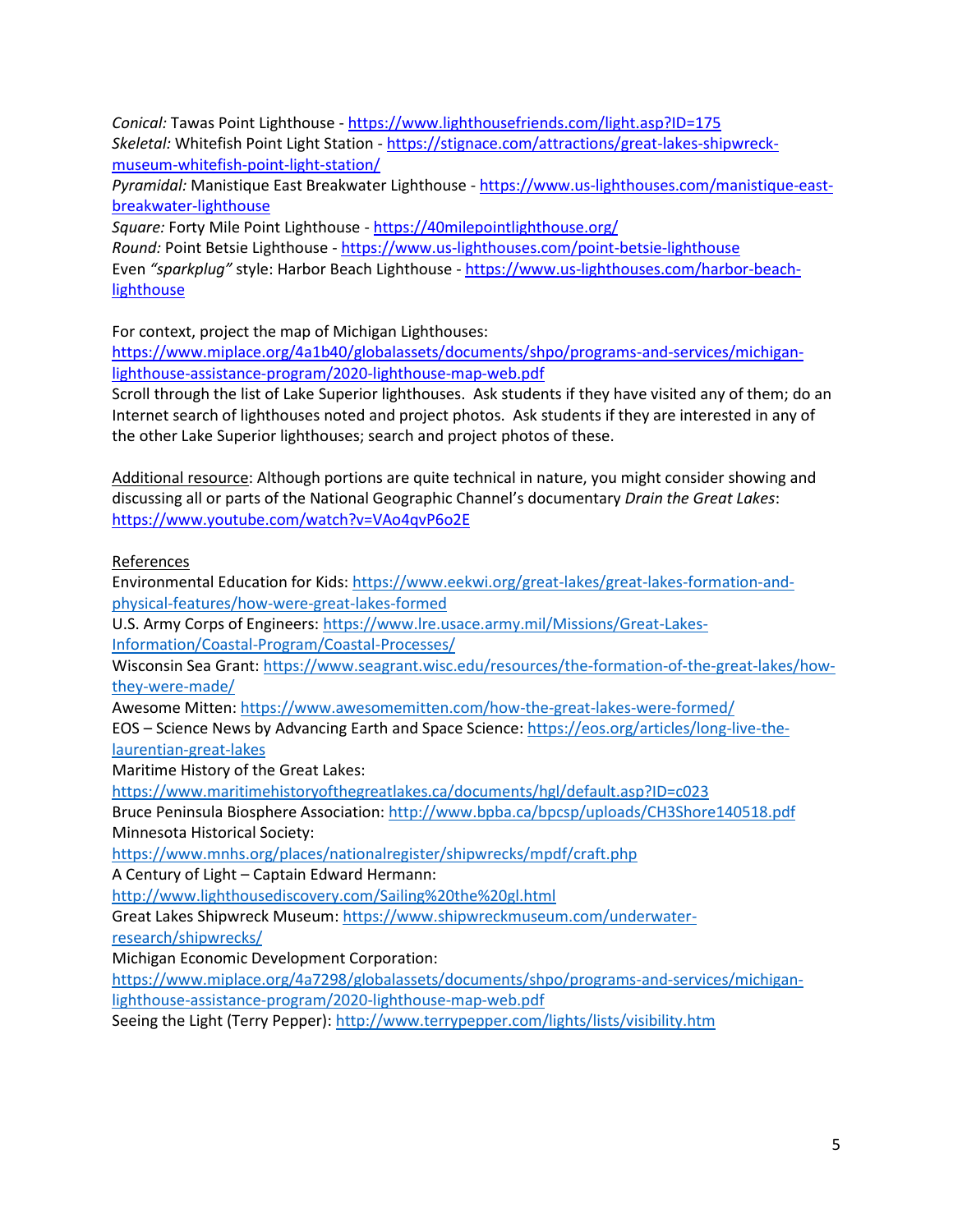*Conical:* Tawas Point Lighthouse - https://www.lighthousefriends.com/light.asp?ID=175
*Skeletal:* Whitefish Point Light Station - https://stignace.com/attractions/great-lakes-shipwreck-museum-whitefish-point-light-station/
*Pyramidal:* Manistique East Breakwater Lighthouse - https://www.us-lighthouses.com/manistique-east-breakwater-lighthouse
*Square:* Forty Mile Point Lighthouse - https://40milepointlighthouse.org/
*Round:* Point Betsie Lighthouse - https://www.us-lighthouses.com/point-betsie-lighthouse
Even *"sparkplug"* style: Harbor Beach Lighthouse - https://www.us-lighthouses.com/harbor-beach-lighthouse

For context, project the map of Michigan Lighthouses:
https://www.miplace.org/4a1b40/globalassets/documents/shpo/programs-and-services/michigan-lighthouse-assistance-program/2020-lighthouse-map-web.pdf
Scroll through the list of Lake Superior lighthouses. Ask students if they have visited any of them; do an Internet search of lighthouses noted and project photos. Ask students if they are interested in any of the other Lake Superior lighthouses; search and project photos of these.

Additional resource: Although portions are quite technical in nature, you might consider showing and discussing all or parts of the National Geographic Channel's documentary *Drain the Great Lakes*:
https://www.youtube.com/watch?v=VAo4qvP6o2E

References
Environmental Education for Kids: https://www.eekwi.org/great-lakes/great-lakes-formation-and-physical-features/how-were-great-lakes-formed
U.S. Army Corps of Engineers: https://www.lre.usace.army.mil/Missions/Great-Lakes-Information/Coastal-Program/Coastal-Processes/
Wisconsin Sea Grant: https://www.seagrant.wisc.edu/resources/the-formation-of-the-great-lakes/how-they-were-made/
Awesome Mitten: https://www.awesomemitten.com/how-the-great-lakes-were-formed/
EOS – Science News by Advancing Earth and Space Science: https://eos.org/articles/long-live-the-laurentian-great-lakes
Maritime History of the Great Lakes:
https://www.maritimehistoryofthegreatlakes.ca/documents/hgl/default.asp?ID=c023
Bruce Peninsula Biosphere Association: http://www.bpba.ca/bpcsp/uploads/CH3Shore140518.pdf
Minnesota Historical Society:
https://www.mnhs.org/places/nationalregister/shipwrecks/mpdf/craft.php
A Century of Light – Captain Edward Hermann:
http://www.lighthousediscovery.com/Sailing%20the%20gl.html
Great Lakes Shipwreck Museum: https://www.shipwreckmuseum.com/underwater-research/shipwrecks/
Michigan Economic Development Corporation:
https://www.miplace.org/4a7298/globalassets/documents/shpo/programs-and-services/michigan-lighthouse-assistance-program/2020-lighthouse-map-web.pdf
Seeing the Light (Terry Pepper): http://www.terrypepper.com/lights/lists/visibility.htm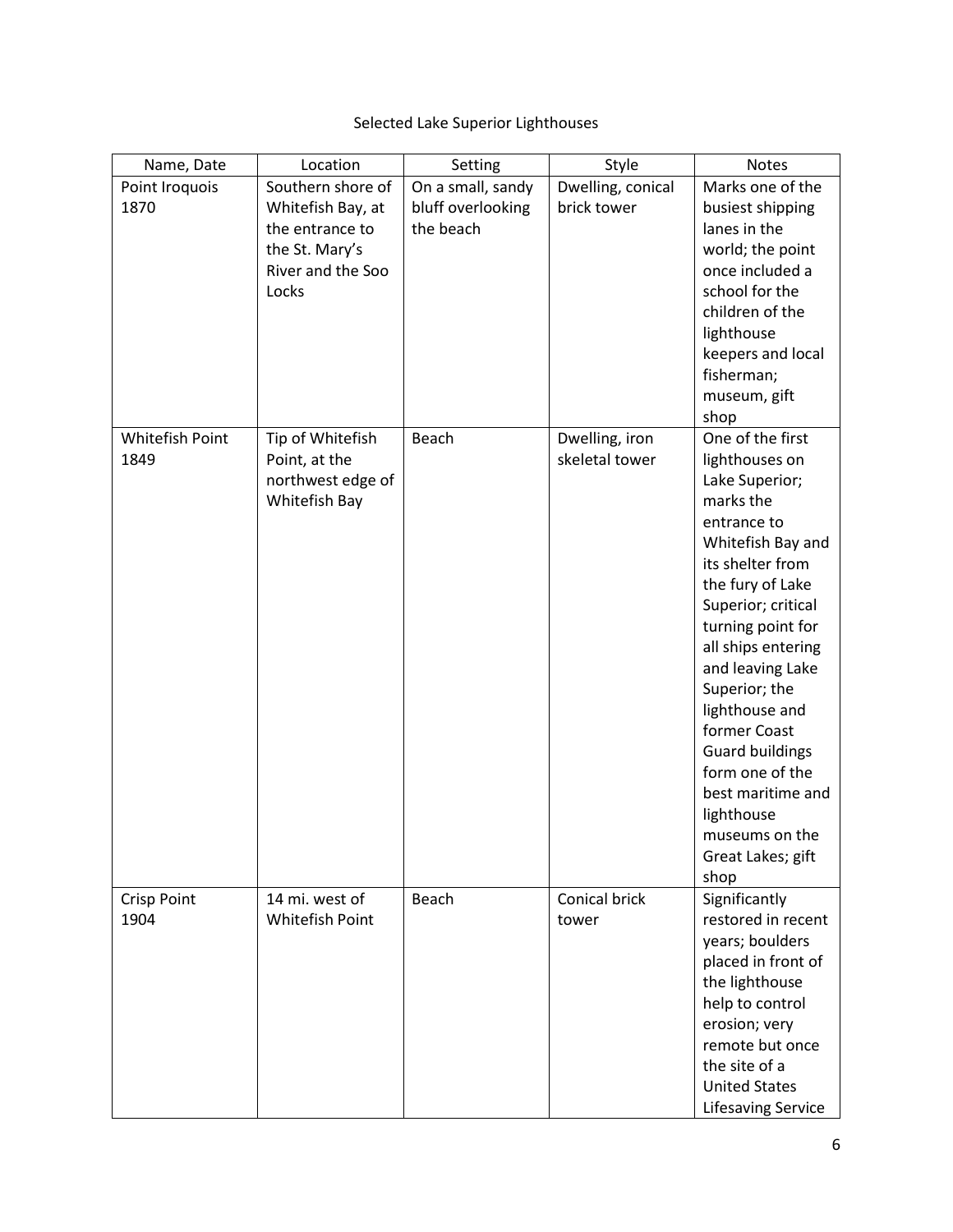Selected Lake Superior Lighthouses

| Name, Date | Location | Setting | Style | Notes |
|---|---|---|---|---|
| Point Iroquois 1870 | Southern shore of Whitefish Bay, at the entrance to the St. Mary's River and the Soo Locks | On a small, sandy bluff overlooking the beach | Dwelling, conical brick tower | Marks one of the busiest shipping lanes in the world; the point once included a school for the children of the lighthouse keepers and local fisherman; museum, gift shop |
| Whitefish Point 1849 | Tip of Whitefish Point, at the northwest edge of Whitefish Bay | Beach | Dwelling, iron skeletal tower | One of the first lighthouses on Lake Superior; marks the entrance to Whitefish Bay and its shelter from the fury of Lake Superior; critical turning point for all ships entering and leaving Lake Superior; the lighthouse and former Coast Guard buildings form one of the best maritime and lighthouse museums on the Great Lakes; gift shop |
| Crisp Point 1904 | 14 mi. west of Whitefish Point | Beach | Conical brick tower | Significantly restored in recent years; boulders placed in front of the lighthouse help to control erosion; very remote but once the site of a United States Lifesaving Service |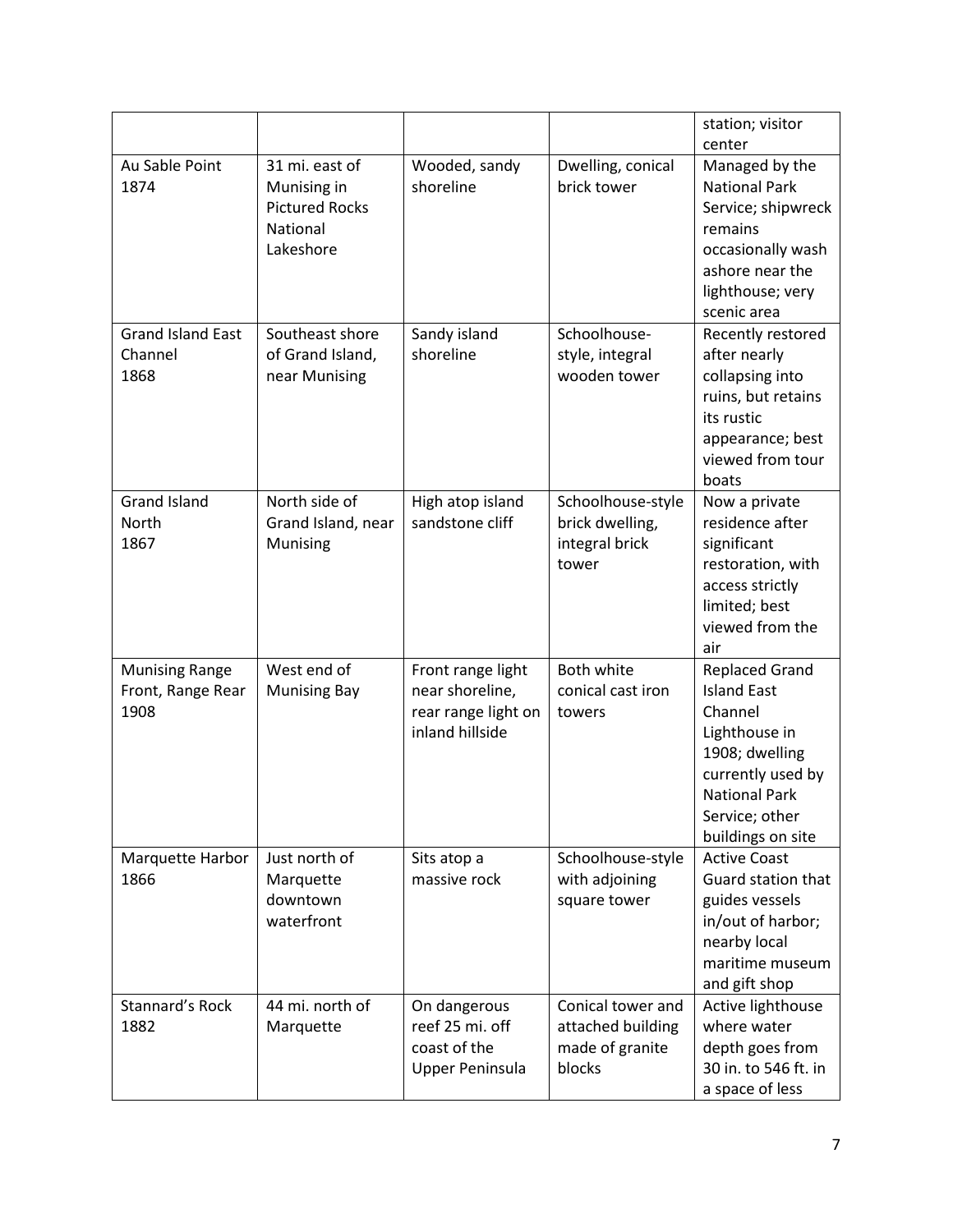| | | | | station; visitor center |
|---|---|---|---|---|
| Au Sable Point 1874 | 31 mi. east of Munising in Pictured Rocks National Lakeshore | Wooded, sandy shoreline | Dwelling, conical brick tower | Managed by the National Park Service; shipwreck remains occasionally wash ashore near the lighthouse; very scenic area |
| Grand Island East Channel 1868 | Southeast shore of Grand Island, near Munising | Sandy island shoreline | Schoolhouse-style, integral wooden tower | Recently restored after nearly collapsing into ruins, but retains its rustic appearance; best viewed from tour boats |
| Grand Island North 1867 | North side of Grand Island, near Munising | High atop island sandstone cliff | Schoolhouse-style brick dwelling, integral brick tower | Now a private residence after significant restoration, with access strictly limited; best viewed from the air |
| Munising Range Front, Range Rear 1908 | West end of Munising Bay | Front range light near shoreline, rear range light on inland hillside | Both white conical cast iron towers | Replaced Grand Island East Channel Lighthouse in 1908; dwelling currently used by National Park Service; other buildings on site |
| Marquette Harbor 1866 | Just north of Marquette downtown waterfront | Sits atop a massive rock | Schoolhouse-style with adjoining square tower | Active Coast Guard station that guides vessels in/out of harbor; nearby local maritime museum and gift shop |
| Stannard's Rock 1882 | 44 mi. north of Marquette | On dangerous reef 25 mi. off coast of the Upper Peninsula | Conical tower and attached building made of granite blocks | Active lighthouse where water depth goes from 30 in. to 546 ft. in a space of less |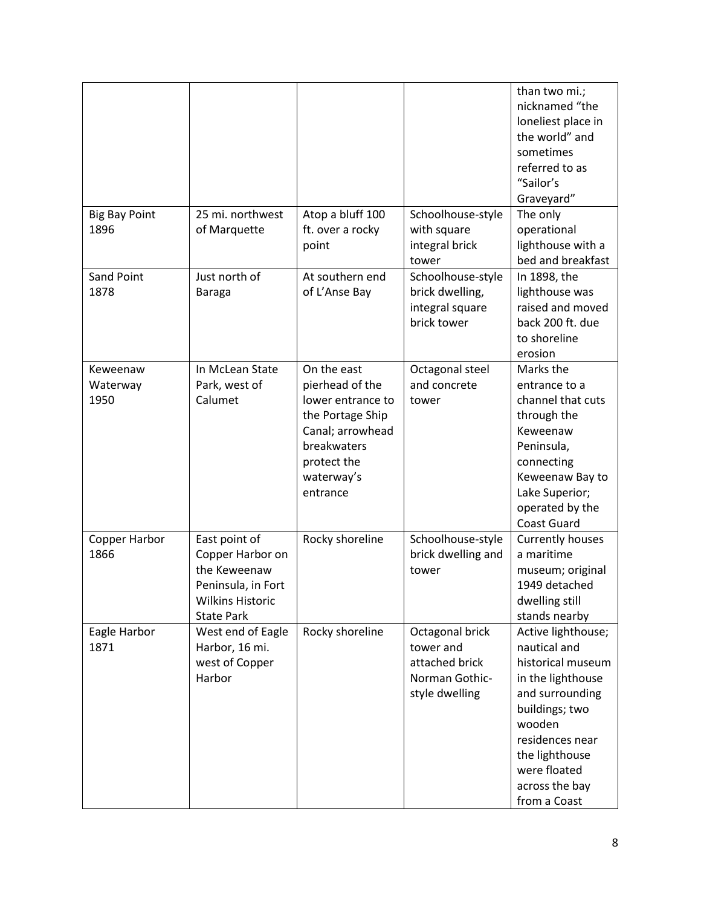| | | | | than two mi.; nicknamed "the loneliest place in the world" and sometimes referred to as "Sailor's Graveyard" |
|---|---|---|---|---|
| Big Bay Point 1896 | 25 mi. northwest of Marquette | Atop a bluff 100 ft. over a rocky point | Schoolhouse-style with square integral brick tower | The only operational lighthouse with a bed and breakfast |
| Sand Point 1878 | Just north of Baraga | At southern end of L'Anse Bay | Schoolhouse-style brick dwelling, integral square brick tower | In 1898, the lighthouse was raised and moved back 200 ft. due to shoreline erosion |
| Keweenaw Waterway 1950 | In McLean State Park, west of Calumet | On the east pierhead of the lower entrance to the Portage Ship Canal; arrowhead breakwaters protect the waterway's entrance | Octagonal steel and concrete tower | Marks the entrance to a channel that cuts through the Keweenaw Peninsula, connecting Keweenaw Bay to Lake Superior; operated by the Coast Guard |
| Copper Harbor 1866 | East point of Copper Harbor on the Keweenaw Peninsula, in Fort Wilkins Historic State Park | Rocky shoreline | Schoolhouse-style brick dwelling and tower | Currently houses a maritime museum; original 1949 detached dwelling still stands nearby |
| Eagle Harbor 1871 | West end of Eagle Harbor, 16 mi. west of Copper Harbor | Rocky shoreline | Octagonal brick tower and attached brick Norman Gothic-style dwelling | Active lighthouse; nautical and historical museum in the lighthouse and surrounding buildings; two wooden residences near the lighthouse were floated across the bay from a Coast |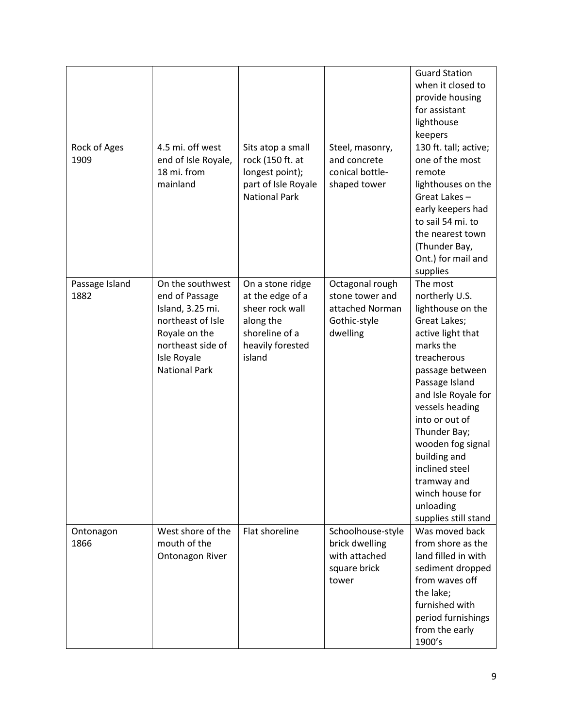| | | | | Guard Station when it closed to provide housing for assistant lighthouse keepers |
|---|---|---|---|---|
| Rock of Ages 1909 | 4.5 mi. off west end of Isle Royale, 18 mi. from mainland | Sits atop a small rock (150 ft. at longest point); part of Isle Royale National Park | Steel, masonry, and concrete conical bottle-shaped tower | 130 ft. tall; active; one of the most remote lighthouses on the Great Lakes – early keepers had to sail 54 mi. to the nearest town (Thunder Bay, Ont.) for mail and supplies |
| Passage Island 1882 | On the southwest end of Passage Island, 3.25 mi. northeast of Isle Royale on the northeast side of Isle Royale National Park | On a stone ridge at the edge of a sheer rock wall along the shoreline of a heavily forested island | Octagonal rough stone tower and attached Norman Gothic-style dwelling | The most northerly U.S. lighthouse on the Great Lakes; active light that marks the treacherous passage between Passage Island and Isle Royale for vessels heading into or out of Thunder Bay; wooden fog signal building and inclined steel tramway and winch house for unloading supplies still stand |
| Ontonagon 1866 | West shore of the mouth of the Ontonagon River | Flat shoreline | Schoolhouse-style brick dwelling with attached square brick tower | Was moved back from shore as the land filled in with sediment dropped from waves off the lake; furnished with period furnishings from the early 1900's |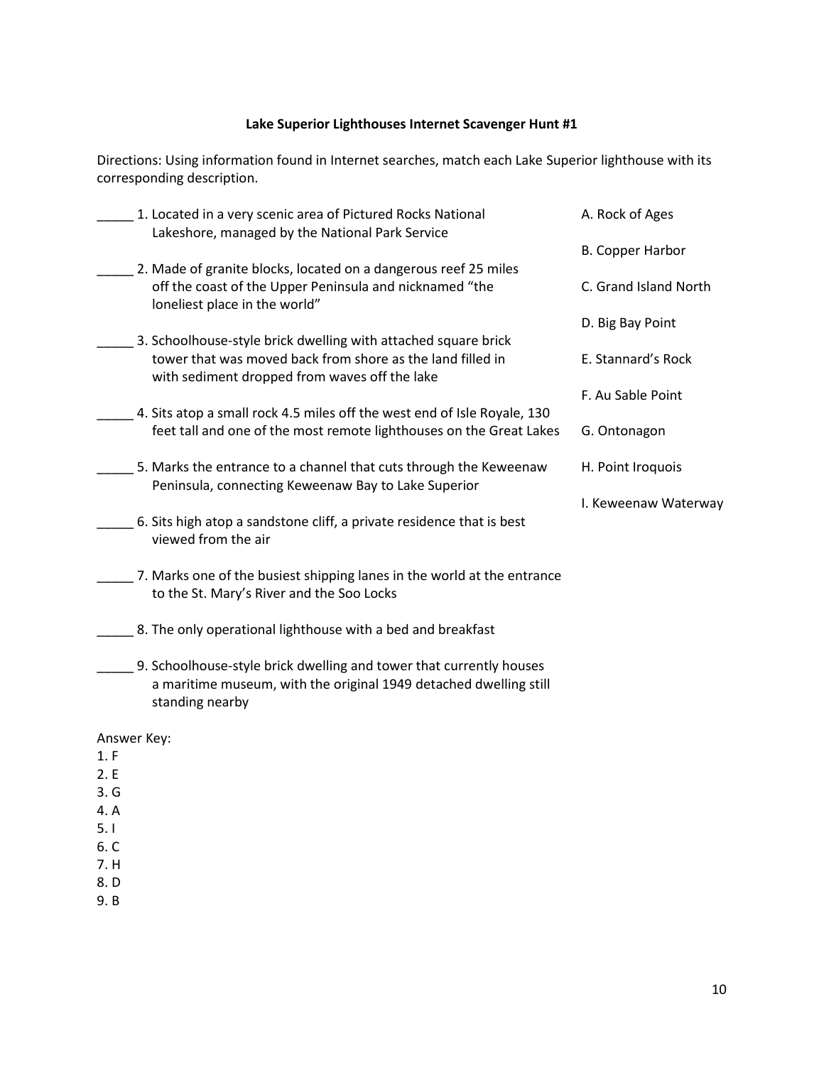### Lake Superior Lighthouses Internet Scavenger Hunt #1

Directions: Using information found in Internet searches, match each Lake Superior lighthouse with its corresponding description.

_____ 1. Located in a very scenic area of Pictured Rocks National Lakeshore, managed by the National Park Service

_____ 2. Made of granite blocks, located on a dangerous reef 25 miles off the coast of the Upper Peninsula and nicknamed "the loneliest place in the world"

_____ 3. Schoolhouse-style brick dwelling with attached square brick tower that was moved back from shore as the land filled in with sediment dropped from waves off the lake

_____ 4. Sits atop a small rock 4.5 miles off the west end of Isle Royale, 130 feet tall and one of the most remote lighthouses on the Great Lakes

_____ 5. Marks the entrance to a channel that cuts through the Keweenaw Peninsula, connecting Keweenaw Bay to Lake Superior

_____ 6. Sits high atop a sandstone cliff, a private residence that is best viewed from the air

_____ 7. Marks one of the busiest shipping lanes in the world at the entrance to the St. Mary's River and the Soo Locks

_____ 8. The only operational lighthouse with a bed and breakfast

_____ 9. Schoolhouse-style brick dwelling and tower that currently houses a maritime museum, with the original 1949 detached dwelling still standing nearby

A. Rock of Ages

B. Copper Harbor

C. Grand Island North

D. Big Bay Point

E. Stannard's Rock

F. Au Sable Point

G. Ontonagon

H. Point Iroquois

I. Keweenaw Waterway

Answer Key:
1. F
2. E
3. G
4. A
5. I
6. C
7. H
8. D
9. B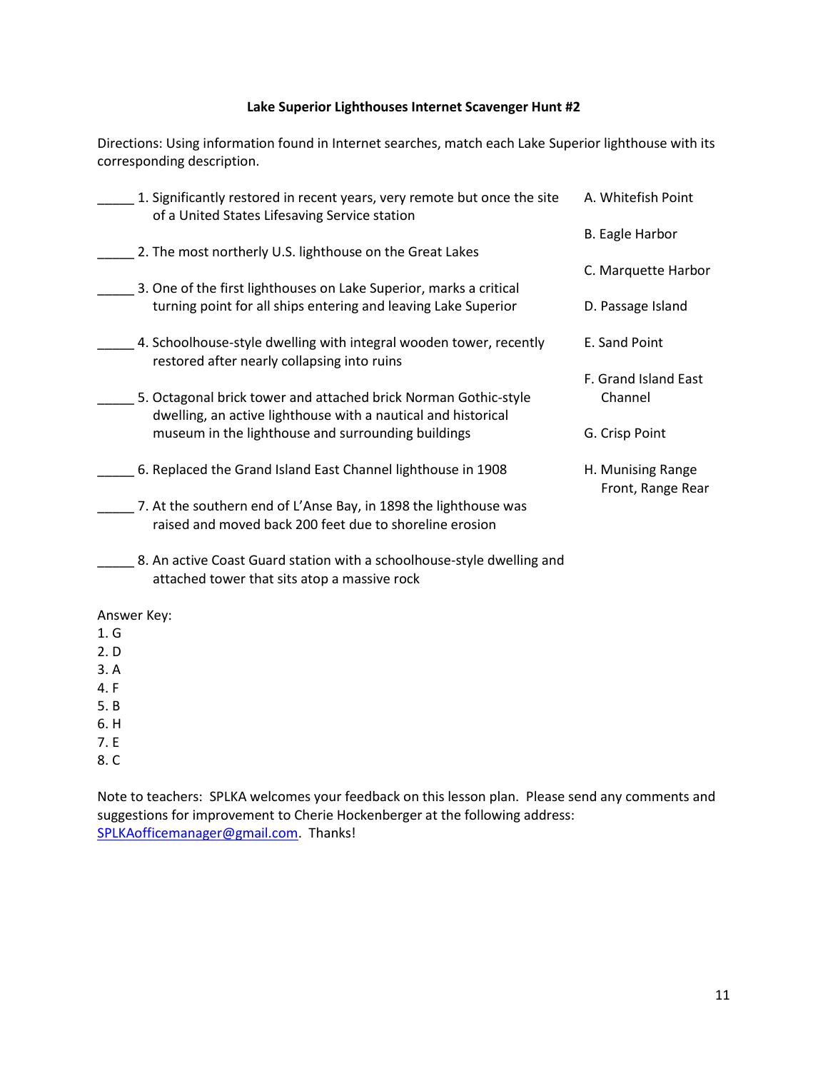**Lake Superior Lighthouses Internet Scavenger Hunt #2**

Directions: Using information found in Internet searches, match each Lake Superior lighthouse with its corresponding description.

_____ 1. Significantly restored in recent years, very remote but once the site of a United States Lifesaving Service station

_____ 2. The most northerly U.S. lighthouse on the Great Lakes

_____ 3. One of the first lighthouses on Lake Superior, marks a critical turning point for all ships entering and leaving Lake Superior

_____ 4. Schoolhouse-style dwelling with integral wooden tower, recently restored after nearly collapsing into ruins

_____ 5. Octagonal brick tower and attached brick Norman Gothic-style dwelling, an active lighthouse with a nautical and historical museum in the lighthouse and surrounding buildings

_____ 6. Replaced the Grand Island East Channel lighthouse in 1908

_____ 7. At the southern end of L'Anse Bay, in 1898 the lighthouse was raised and moved back 200 feet due to shoreline erosion

_____ 8. An active Coast Guard station with a schoolhouse-style dwelling and attached tower that sits atop a massive rock

A. Whitefish Point

B. Eagle Harbor

C. Marquette Harbor

D. Passage Island

E. Sand Point

F. Grand Island East Channel

G. Crisp Point

H. Munising Range Front, Range Rear

Answer Key:
1. G
2. D
3. A
4. F
5. B
6. H
7. E
8. C

Note to teachers: SPLKA welcomes your feedback on this lesson plan. Please send any comments and suggestions for improvement to Cherie Hockenberger at the following address: SPLKAofficemanager@gmail.com. Thanks!